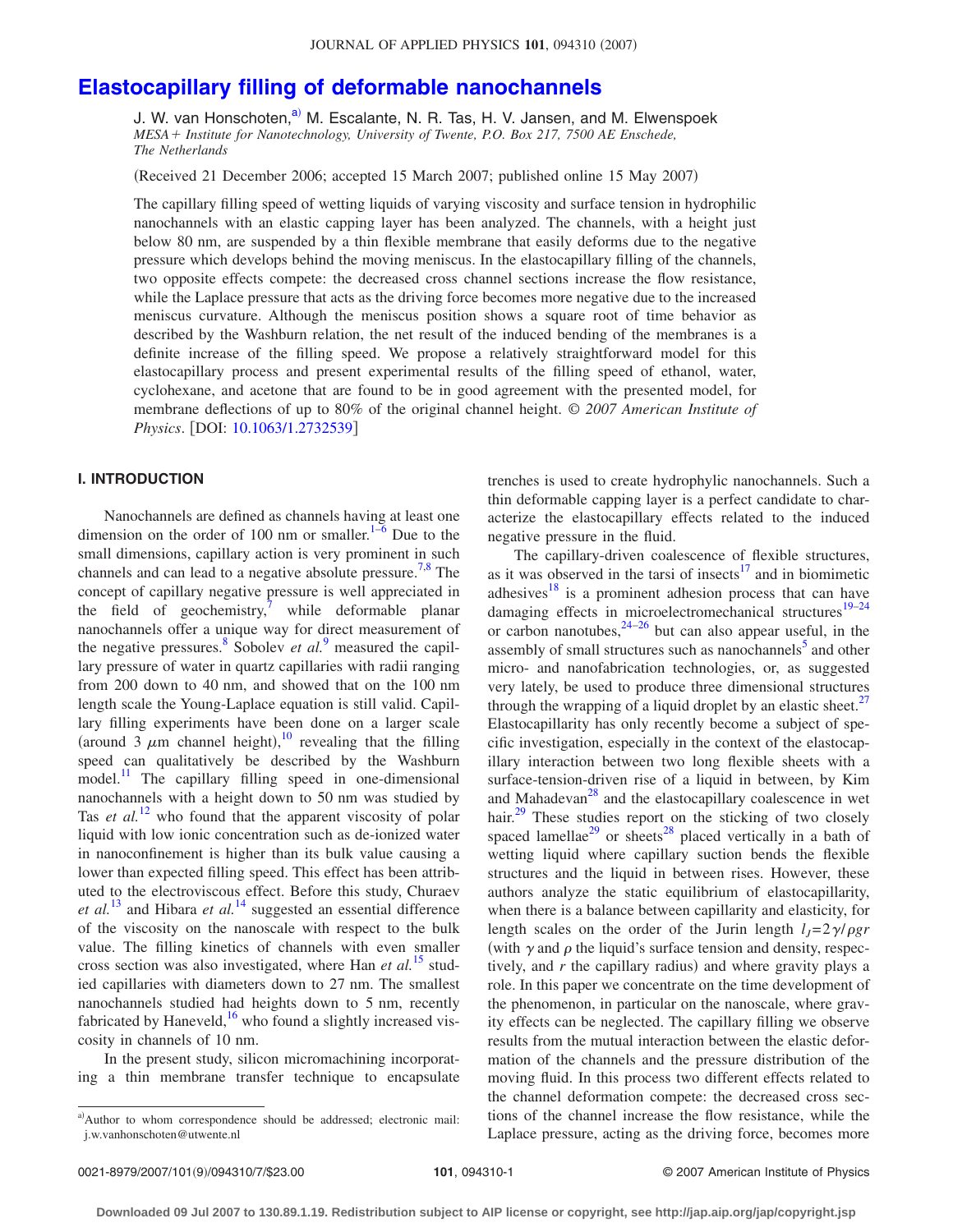# Elastocapillary filling of deformable nanochannels

J. W. van Honschoten,[a] M. Escalante, N. R. Tas, H. V. Jansen, and M. Elwenspoek

*MESA+ Institute for Nanotechnology, University of Twente, P.O. Box 217, 7500 AE Enschede, The Netherlands*

(Received 21 December 2006; accepted 15 March 2007; published online 15 May 2007)

The capillary filling speed of wetting liquids of varying viscosity and surface tension in hydrophilic nanochannels with an elastic capping layer has been analyzed. The channels, with a height just below 80 nm, are suspended by a thin flexible membrane that easily deforms due to the negative pressure which develops behind the moving meniscus. In the elastocapillary filling of the channels, two opposite effects compete: the decreased cross channel sections increase the flow resistance, while the Laplace pressure that acts as the driving force becomes more negative due to the increased meniscus curvature. Although the meniscus position shows a square root of time behavior as described by the Washburn relation, the net result of the induced bending of the membranes is a definite increase of the filling speed. We propose a relatively straightforward model for this elastocapillary process and present experimental results of the filling speed of ethanol, water, cyclohexane, and acetone that are found to be in good agreement with the presented model, for membrane deflections of up to 80% of the original channel height. © *2007 American Institute of Physics*. [DOI: 10.1063/1.2732539]

## I. INTRODUCTION

Nanochannels are defined as channels having at least one dimension on the order of 100 nm or smaller.[1–6] Due to the small dimensions, capillary action is very prominent in such channels and can lead to a negative absolute pressure.[7,8] The concept of capillary negative pressure is well appreciated in the field of geochemistry,[7] while deformable planar nanochannels offer a unique way for direct measurement of the negative pressures.[8] Sobolev *et al.*[9] measured the capillary pressure of water in quartz capillaries with radii ranging from 200 down to 40 nm, and showed that on the 100 nm length scale the Young-Laplace equation is still valid. Capillary filling experiments have been done on a larger scale (around 3 $\mu$m channel height),[10] revealing that the filling speed can qualitatively be described by the Washburn model.[11] The capillary filling speed in one-dimensional nanochannels with a height down to 50 nm was studied by Tas *et al.*[12] who found that the apparent viscosity of polar liquid with low ionic concentration such as de-ionized water in nanoconfinement is higher than its bulk value causing a lower than expected filling speed. This effect has been attributed to the electroviscous effect. Before this study, Churaev *et al.*[13] and Hibara *et al.*[14] suggested an essential difference of the viscosity on the nanoscale with respect to the bulk value. The filling kinetics of channels with even smaller cross section was also investigated, where Han *et al.*[15] studied capillaries with diameters down to 27 nm. The smallest nanochannels studied had heights down to 5 nm, recently fabricated by Haneveld,[16] who found a slightly increased viscosity in channels of 10 nm.

In the present study, silicon micromachining incorporating a thin membrane transfer technique to encapsulate trenches is used to create hydrophylic nanochannels. Such a thin deformable capping layer is a perfect candidate to characterize the elastocapillary effects related to the induced negative pressure in the fluid.

The capillary-driven coalescence of flexible structures, as it was observed in the tarsi of insects[17] and in biomimetic adhesives[18] is a prominent adhesion process that can have damaging effects in microelectromechanical structures[19–24] or carbon nanotubes,[24–26] but can also appear useful, in the assembly of small structures such as nanochannels[5] and other micro- and nanofabrication technologies, or, as suggested very lately, be used to produce three dimensional structures through the wrapping of a liquid droplet by an elastic sheet.[27] Elastocapillarity has only recently become a subject of specific investigation, especially in the context of the elastocapillary interaction between two long flexible sheets with a surface-tension-driven rise of a liquid in between, by Kim and Mahadevan[28] and the elastocapillary coalescence in wet hair.[29] These studies report on the sticking of two closely spaced lamellae[29] or sheets[28] placed vertically in a bath of wetting liquid where capillary suction bends the flexible structures and the liquid in between rises. However, these authors analyze the static equilibrium of elastocapillarity, when there is a balance between capillarity and elasticity, for length scales on the order of the Jurin length $l_J = 2\gamma/\rho g r$ (with $\gamma$ and $\rho$ the liquid's surface tension and density, respectively, and $r$ the capillary radius) and where gravity plays a role. In this paper we concentrate on the time development of the phenomenon, in particular on the nanoscale, where gravity effects can be neglected. The capillary filling we observe results from the mutual interaction between the elastic deformation of the channels and the pressure distribution of the moving fluid. In this process two different effects related to the channel deformation compete: the decreased cross sections of the channel increase the flow resistance, while the Laplace pressure, acting as the driving force, becomes more

[a] Author to whom correspondence should be addressed; electronic mail: j.w.vanhonschoten@utwente.nl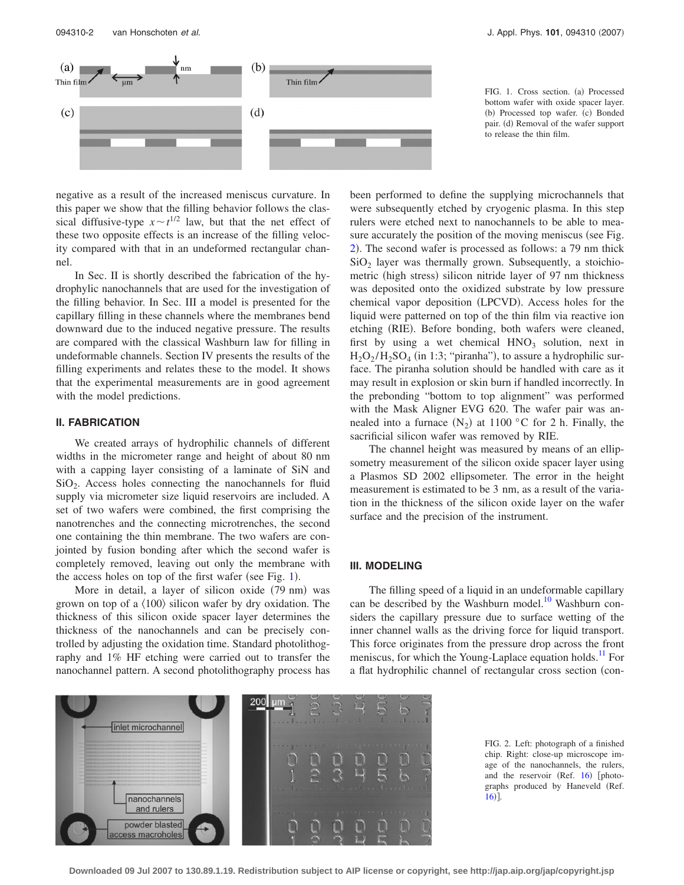FIG. 1. Cross section. (a) Processed bottom wafer with oxide spacer layer. (b) Processed top wafer. (c) Bonded pair. (d) Removal of the wafer support to release the thin film.

negative as a result of the increased meniscus curvature. In this paper we show that the filling behavior follows the classical diffusive-type $x \sim t^{1/2}$ law, but that the net effect of these two opposite effects is an increase of the filling velocity compared with that in an undeformed rectangular channel.

In Sec. II is shortly described the fabrication of the hydrophylic nanochannels that are used for the investigation of the filling behavior. In Sec. III a model is presented for the capillary filling in these channels where the membranes bend downward due to the induced negative pressure. The results are compared with the classical Washburn law for filling in undeformable channels. Section IV presents the results of the filling experiments and relates these to the model. It shows that the experimental measurements are in good agreement with the model predictions.

## II. FABRICATION

We created arrays of hydrophilic channels of different widths in the micrometer range and height of about 80 nm with a capping layer consisting of a laminate of SiN and $SiO_2$. Access holes connecting the nanochannels for fluid supply via micrometer size liquid reservoirs are included. A set of two wafers were combined, the first comprising the nanotrenches and the connecting microtrenches, the second one containing the thin membrane. The two wafers are conjointed by fusion bonding after which the second wafer is completely removed, leaving out only the membrane with the access holes on top of the first wafer (see Fig. 1).

More in detail, a layer of silicon oxide (79 nm) was grown on top of a ⟨100⟩ silicon wafer by dry oxidation. The thickness of this silicon oxide spacer layer determines the thickness of the nanochannels and can be precisely controlled by adjusting the oxidation time. Standard photolithography and 1% HF etching were carried out to transfer the nanochannel pattern. A second photolithography process has been performed to define the supplying microchannels that were subsequently etched by cryogenic plasma. In this step rulers were etched next to nanochannels to be able to measure accurately the position of the moving meniscus (see Fig. 2). The second wafer is processed as follows: a 79 nm thick $SiO_2$ layer was thermally grown. Subsequently, a stoichiometric (high stress) silicon nitride layer of 97 nm thickness was deposited onto the oxidized substrate by low pressure chemical vapor deposition (LPCVD). Access holes for the liquid were patterned on top of the thin film via reactive ion etching (RIE). Before bonding, both wafers were cleaned, first by using a wet chemical $HNO_3$ solution, next in $H_2O_2/H_2SO_4$ (in 1:3; "piranha"), to assure a hydrophilic surface. The piranha solution should be handled with care as it may result in explosion or skin burn if handled incorrectly. In the prebonding "bottom to top alignment" was performed with the Mask Aligner EVG 620. The wafer pair was annealed into a furnace ($N_2$) at 1100 °C for 2 h. Finally, the sacrificial silicon wafer was removed by RIE.

The channel height was measured by means of an ellipsometry measurement of the silicon oxide spacer layer using a Plasmos SD 2002 ellipsometer. The error in the height measurement is estimated to be 3 nm, as a result of the variation in the thickness of the silicon oxide layer on the wafer surface and the precision of the instrument.

## III. MODELING

The filling speed of a liquid in an undeformable capillary can be described by the Washburn model.[10] Washburn considers the capillary pressure due to surface wetting of the inner channel walls as the driving force for liquid transport. This force originates from the pressure drop across the front meniscus, for which the Young-Laplace equation holds.[11] For a flat hydrophilic channel of rectangular cross section (con-

FIG. 2. Left: photograph of a finished chip. Right: close-up microscope image of the nanochannels, the rulers, and the reservoir (Ref. 16) [photographs produced by Haneveld (Ref. 16)].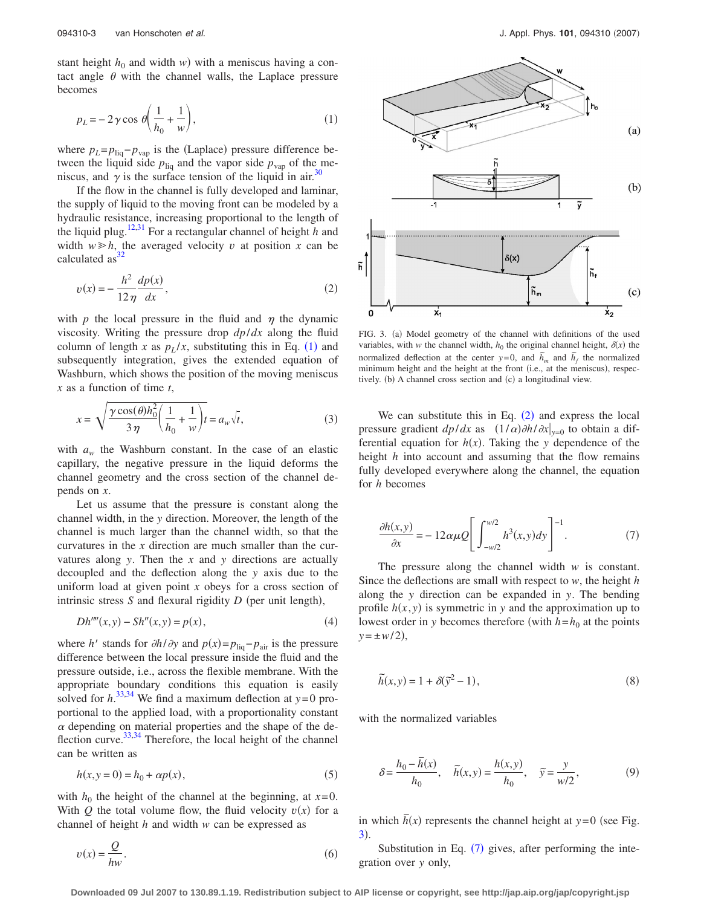stant height $h_0$ and width $w$) with a meniscus having a contact angle $\theta$ with the channel walls, the Laplace pressure becomes

$$p_L = -2\gamma \cos\theta\left(\frac{1}{h_0}+\frac{1}{w}\right), \tag{1}$$

where $p_L = p_{\text{liq}} - p_{\text{vap}}$ is the (Laplace) pressure difference between the liquid side $p_{\text{liq}}$ and the vapor side $p_{\text{vap}}$ of the meniscus, and $\gamma$ is the surface tension of the liquid in air.[30]

If the flow in the channel is fully developed and laminar, the supply of liquid to the moving front can be modeled by a hydraulic resistance, increasing proportional to the length of the liquid plug.[12,31] For a rectangular channel of height $h$ and width $w \gg h$, the averaged velocity $v$ at position $x$ can be calculated as[32]

$$v(x) = -\frac{h^2}{12\eta}\frac{dp(x)}{dx}, \tag{2}$$

with $p$ the local pressure in the fluid and $\eta$ the dynamic viscosity. Writing the pressure drop $dp/dx$ along the fluid column of length $x$ as $p_L/x$, substituting this in Eq. (1) and subsequently integration, gives the extended equation of Washburn, which shows the position of the moving meniscus $x$ as a function of time $t$,

$$x = \sqrt{\frac{\gamma\cos(\theta)h_0^2}{3\eta}\left(\frac{1}{h_0}+\frac{1}{w}\right)t} = a_w\sqrt{t}, \tag{3}$$

with $a_w$ the Washburn constant. In the case of an elastic capillary, the negative pressure in the liquid deforms the channel geometry and the cross section of the channel depends on $x$.

Let us assume that the pressure is constant along the channel width, in the $y$ direction. Moreover, the length of the channel is much larger than the channel width, so that the curvatures in the $x$ direction are much smaller than the curvatures along $y$. Then the $x$ and $y$ directions are actually decoupled and the deflection along the $y$ axis due to the uniform load at given point $x$ obeys for a cross section of intrinsic stress $S$ and flexural rigidity $D$ (per unit length),

$$Dh''''(x,y) - Sh''(x,y) = p(x), \tag{4}$$

where $h'$ stands for $\partial h/\partial y$ and $p(x) = p_{\text{liq}} - p_{\text{air}}$ is the pressure difference between the local pressure inside the fluid and the pressure outside, i.e., across the flexible membrane. With the appropriate boundary conditions this equation is easily solved for $h$.[33,34] We find a maximum deflection at $y=0$ proportional to the applied load, with a proportionality constant $\alpha$ depending on material properties and the shape of the deflection curve.[33,34] Therefore, the local height of the channel can be written as

$$h(x, y=0) = h_0 + \alpha p(x), \tag{5}$$

with $h_0$ the height of the channel at the beginning, at $x=0$. With $Q$ the total volume flow, the fluid velocity $v(x)$ for a channel of height $h$ and width $w$ can be expressed as

$$v(x) = \frac{Q}{hw}. \tag{6}$$

FIG. 3. (a) Model geometry of the channel with definitions of the used variables, with $w$ the channel width, $h_0$ the original channel height, $\delta(x)$ the normalized deflection at the center $y=0$, and $\tilde{h}_m$ and $\tilde{h}_f$ the normalized minimum height and the height at the front (i.e., at the meniscus), respectively. (b) A channel cross section and (c) a longitudinal view.

We can substitute this in Eq. (2) and express the local pressure gradient $dp/dx$ as $(1/\alpha)\partial h/\partial x|_{y=0}$ to obtain a differential equation for $h(x)$. Taking the $y$ dependence of the height $h$ into account and assuming that the flow remains fully developed everywhere along the channel, the equation for $h$ becomes

$$\frac{\partial h(x,y)}{\partial x} = -12\alpha\mu Q\left[\int_{-w/2}^{w/2} h^3(x,y)dy\right]^{-1}. \tag{7}$$

The pressure along the channel width $w$ is constant. Since the deflections are small with respect to $w$, the height $h$ along the $y$ direction can be expanded in $y$. The bending profile $h(x,y)$ is symmetric in $y$ and the approximation up to lowest order in $y$ becomes therefore (with $h=h_0$ at the points $y=\pm w/2$),

$$\tilde{h}(x,y) = 1 + \delta(\tilde{y}^2 - 1), \tag{8}$$

with the normalized variables

$$\delta = \frac{h_0 - \bar{h}(x)}{h_0}, \quad \tilde{h}(x,y) = \frac{h(x,y)}{h_0}, \quad \tilde{y} = \frac{y}{w/2}, \tag{9}$$

in which $\bar{h}(x)$ represents the channel height at $y=0$ (see Fig. 3).

Substitution in Eq. (7) gives, after performing the integration over $y$ only,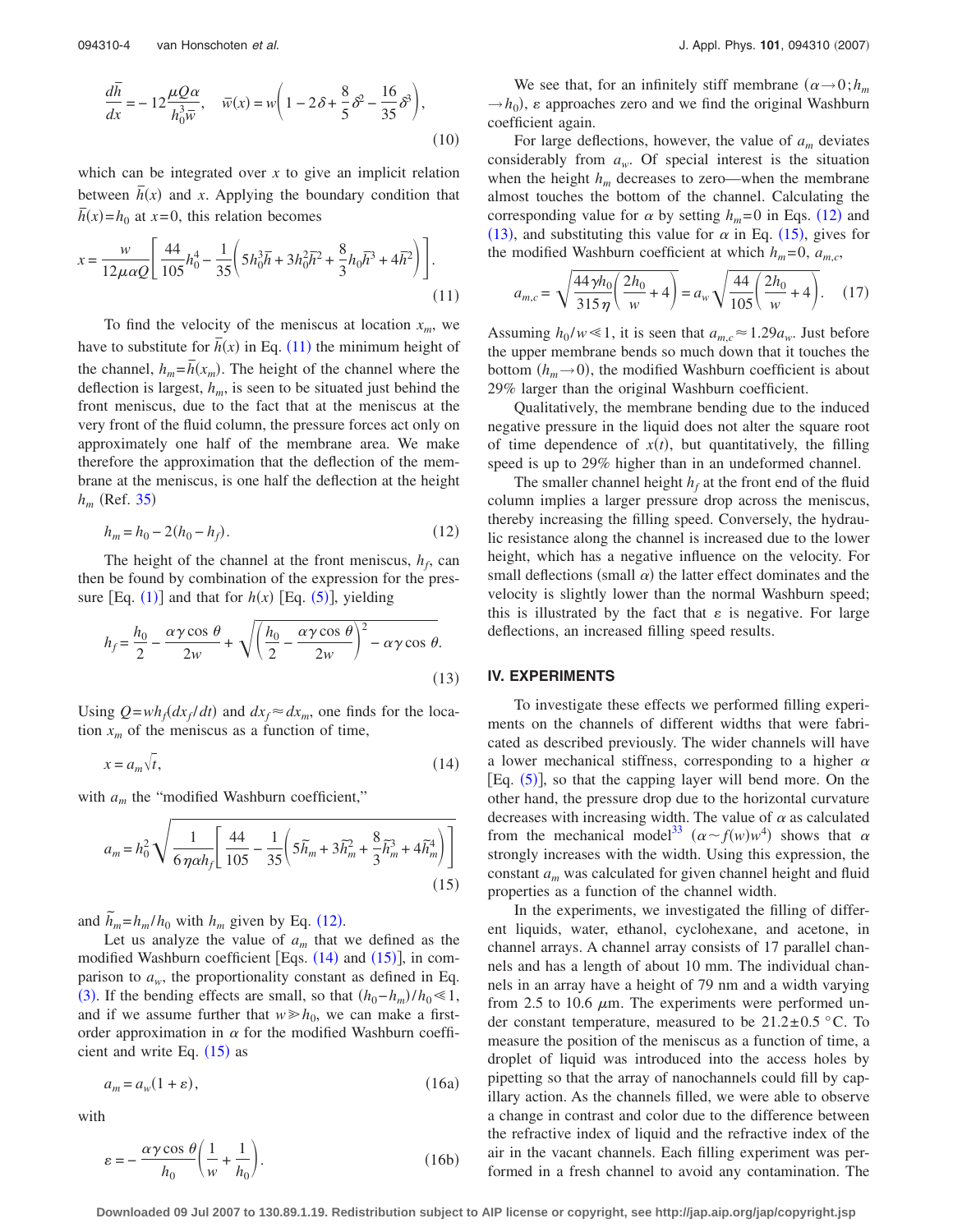$$\frac{d\bar{h}}{dx} = -12\frac{\mu Q \alpha}{h_0^3 \bar{w}}, \quad \bar{w}(x) = w\left(1 - 2\delta + \frac{8}{5}\delta^2 - \frac{16}{35}\delta^3\right), \tag{10}$$

which can be integrated over $x$ to give an implicit relation between $\bar{h}(x)$ and $x$. Applying the boundary condition that $\bar{h}(x) = h_0$ at $x = 0$, this relation becomes

$$x = \frac{w}{12\mu\alpha Q}\left[\frac{44}{105}h_0^4 - \frac{1}{35}\left(5h_0^3\bar{h} + 3h_0^2\bar{h}^2 + \frac{8}{3}h_0\bar{h}^3 + 4\bar{h}^2\right)\right]. \tag{11}$$

To find the velocity of the meniscus at location $x_m$, we have to substitute for $\bar{h}(x)$ in Eq. (11) the minimum height of the channel, $h_m = \bar{h}(x_m)$. The height of the channel where the deflection is largest, $h_m$, is seen to be situated just behind the front meniscus, due to the fact that at the meniscus at the very front of the fluid column, the pressure forces act only on approximately one half of the membrane area. We make therefore the approximation that the deflection of the membrane at the meniscus, is one half the deflection at the height $h_m$ (Ref. 35)

$$h_m = h_0 - 2(h_0 - h_f). \tag{12}$$

The height of the channel at the front meniscus, $h_f$, can then be found by combination of the expression for the pressure [Eq. (1)] and that for $h(x)$ [Eq. (5)], yielding

$$h_f = \frac{h_0}{2} - \frac{\alpha\gamma\cos\theta}{2w} + \sqrt{\left(\frac{h_0}{2} - \frac{\alpha\gamma\cos\theta}{2w}\right)^2 - \alpha\gamma\cos\theta}. \tag{13}$$

Using $Q = wh_f(dx_f/dt)$ and $dx_f \approx dx_m$, one finds for the location $x_m$ of the meniscus as a function of time,

$$x = a_m\sqrt{t}, \tag{14}$$

with $a_m$ the "modified Washburn coefficient,"

$$a_m = h_0^2\sqrt{\frac{1}{6\eta\alpha h_f}\left[\frac{44}{105} - \frac{1}{35}\left(5\tilde{h}_m + 3\tilde{h}_m^2 + \frac{8}{3}\tilde{h}_m^3 + 4\tilde{h}_m^4\right)\right]} \tag{15}$$

and $\tilde{h}_m = h_m/h_0$ with $h_m$ given by Eq. (12).

Let us analyze the value of $a_m$ that we defined as the modified Washburn coefficient [Eqs. (14) and (15)], in comparison to $a_w$, the proportionality constant as defined in Eq. (3). If the bending effects are small, so that $(h_0 - h_m)/h_0 \ll 1$, and if we assume further that $w \gg h_0$, we can make a first-order approximation in $\alpha$ for the modified Washburn coefficient and write Eq. (15) as

$$a_m = a_w(1 + \varepsilon), \tag{16a}$$

with

$$\varepsilon = -\frac{\alpha\gamma\cos\theta}{h_0}\left(\frac{1}{w} + \frac{1}{h_0}\right). \tag{16b}$$

We see that, for an infinitely stiff membrane ($\alpha \to 0; h_m \to h_0$), $\varepsilon$ approaches zero and we find the original Washburn coefficient again.

For large deflections, however, the value of $a_m$ deviates considerably from $a_w$. Of special interest is the situation when the height $h_m$ decreases to zero—when the membrane almost touches the bottom of the channel. Calculating the corresponding value for $\alpha$ by setting $h_m = 0$ in Eqs. (12) and (13), and substituting this value for $\alpha$ in Eq. (15), gives for the modified Washburn coefficient at which $h_m = 0$, $a_{m,c}$,

$$a_{m,c} = \sqrt{\frac{44\gamma h_0}{315\eta}\left(\frac{2h_0}{w} + 4\right)} = a_w\sqrt{\frac{44}{105}\left(\frac{2h_0}{w} + 4\right)}. \tag{17}$$

Assuming $h_0/w \ll 1$, it is seen that $a_{m,c} \approx 1.29a_w$. Just before the upper membrane bends so much down that it touches the bottom ($h_m \to 0$), the modified Washburn coefficient is about 29% larger than the original Washburn coefficient.

Qualitatively, the membrane bending due to the induced negative pressure in the liquid does not alter the square root of time dependence of $x(t)$, but quantitatively, the filling speed is up to 29% higher than in an undeformed channel.

The smaller channel height $h_f$ at the front end of the fluid column implies a larger pressure drop across the meniscus, thereby increasing the filling speed. Conversely, the hydraulic resistance along the channel is increased due to the lower height, which has a negative influence on the velocity. For small deflections (small $\alpha$) the latter effect dominates and the velocity is slightly lower than the normal Washburn speed; this is illustrated by the fact that $\varepsilon$ is negative. For large deflections, an increased filling speed results.

## IV. EXPERIMENTS

To investigate these effects we performed filling experiments on the channels of different widths that were fabricated as described previously. The wider channels will have a lower mechanical stiffness, corresponding to a higher $\alpha$ [Eq. (5)], so that the capping layer will bend more. On the other hand, the pressure drop due to the horizontal curvature decreases with increasing width. The value of $\alpha$ as calculated from the mechanical model[33] ($\alpha \sim f(w)w^4$) shows that $\alpha$ strongly increases with the width. Using this expression, the constant $a_m$ was calculated for given channel height and fluid properties as a function of the channel width.

In the experiments, we investigated the filling of different liquids, water, ethanol, cyclohexane, and acetone, in channel arrays. A channel array consists of 17 parallel channels and has a length of about 10 mm. The individual channels in an array have a height of 79 nm and a width varying from 2.5 to 10.6 $\mu$m. The experiments were performed under constant temperature, measured to be $21.2 \pm 0.5$ °C. To measure the position of the meniscus as a function of time, a droplet of liquid was introduced into the access holes by pipetting so that the array of nanochannels could fill by capillary action. As the channels filled, we were able to observe a change in contrast and color due to the difference between the refractive index of liquid and the refractive index of the air in the vacant channels. Each filling experiment was performed in a fresh channel to avoid any contamination. The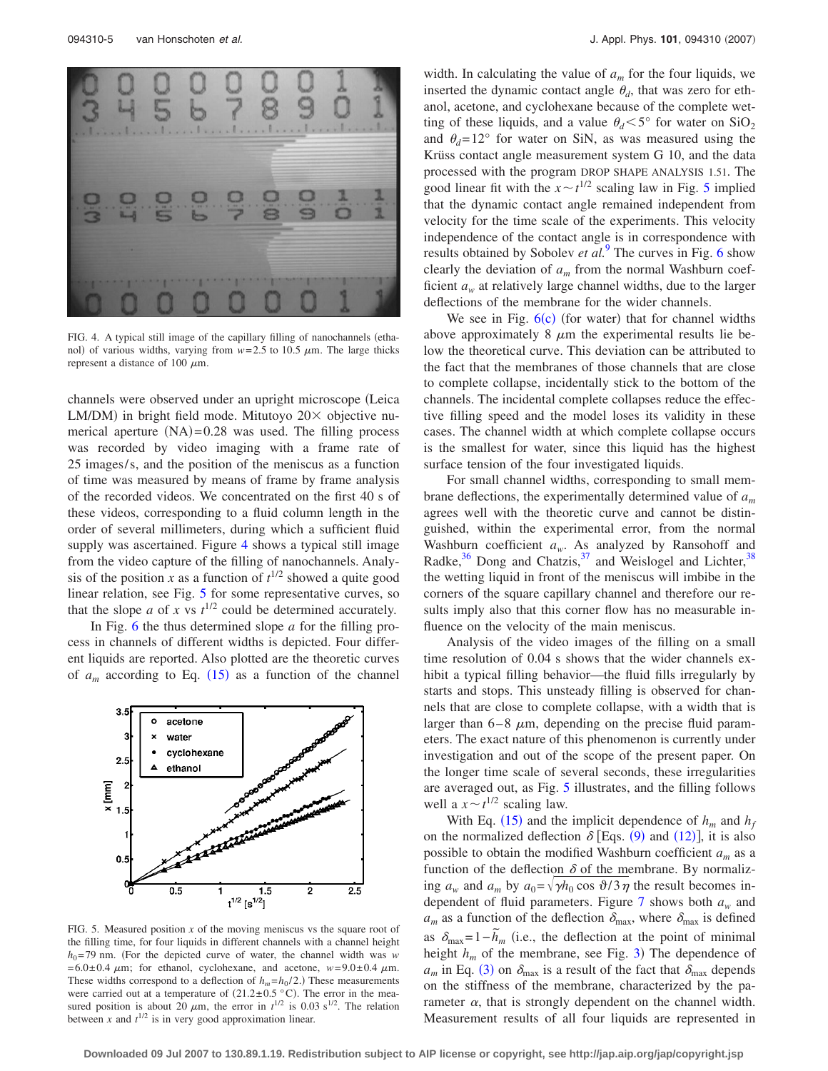FIG. 4. A typical still image of the capillary filling of nanochannels (ethanol) of various widths, varying from $w=2.5$ to 10.5 $\mu$m. The large thicks represent a distance of 100 $\mu$m.

channels were observed under an upright microscope (Leica LM/DM) in bright field mode. Mitutoyo 20× objective numerical aperture (NA)=0.28 was used. The filling process was recorded by video imaging with a frame rate of 25 images/s, and the position of the meniscus as a function of time was measured by means of frame by frame analysis of the recorded videos. We concentrated on the first 40 s of these videos, corresponding to a fluid column length in the order of several millimeters, during which a sufficient fluid supply was ascertained. Figure 4 shows a typical still image from the video capture of the filling of nanochannels. Analysis of the position $x$ as a function of $t^{1/2}$ showed a quite good linear relation, see Fig. 5 for some representative curves, so that the slope $a$ of $x$ vs $t^{1/2}$ could be determined accurately.

In Fig. 6 the thus determined slope $a$ for the filling process in channels of different widths is depicted. Four different liquids are reported. Also plotted are the theoretic curves of $a_m$ according to Eq. (15) as a function of the channel width. In calculating the value of $a_m$ for the four liquids, we inserted the dynamic contact angle $\theta_d$, that was zero for ethanol, acetone, and cyclohexane because of the complete wetting of these liquids, and a value $\theta_d<5°$ for water on $SiO_2$ and $\theta_d=12°$ for water on SiN, as was measured using the Krüss contact angle measurement system G 10, and the data processed with the program DROP SHAPE ANALYSIS 1.51. The good linear fit with the $x\sim t^{1/2}$ scaling law in Fig. 5 implied that the dynamic contact angle remained independent from velocity for the time scale of the experiments. This velocity independence of the contact angle is in correspondence with results obtained by Sobolev *et al.*[9] The curves in Fig. 6 show clearly the deviation of $a_m$ from the normal Washburn coefficient $a_w$ at relatively large channel widths, due to the larger deflections of the membrane for the wider channels.

FIG. 5. Measured position $x$ of the moving meniscus vs the square root of the filling time, for four liquids in different channels with a channel height $h_0=79$ nm. (For the depicted curve of water, the channel width was $w=6.0\pm0.4$ $\mu$m; for ethanol, cyclohexane, and acetone, $w=9.0\pm0.4$ $\mu$m. These widths correspond to a deflection of $h_m=h_0/2$.) These measurements were carried out at a temperature of $(21.2\pm0.5$ °C). The error in the measured position is about 20 $\mu$m, the error in $t^{1/2}$ is 0.03 $s^{1/2}$. The relation between $x$ and $t^{1/2}$ is in very good approximation linear.

We see in Fig. 6(c) (for water) that for channel widths above approximately 8 $\mu$m the experimental results lie below the theoretical curve. This deviation can be attributed to the fact that the membranes of those channels that are close to complete collapse, incidentally stick to the bottom of the channels. The incidental complete collapses reduce the effective filling speed and the model loses its validity in these cases. The channel width at which complete collapse occurs is the smallest for water, since this liquid has the highest surface tension of the four investigated liquids.

For small channel widths, corresponding to small membrane deflections, the experimentally determined value of $a_m$ agrees well with the theoretic curve and cannot be distinguished, within the experimental error, from the normal Washburn coefficient $a_w$. As analyzed by Ransohoff and Radke,[36] Dong and Chatzis,[37] and Weislogel and Lichter,[38] the wetting liquid in front of the meniscus will imbibe in the corners of the square capillary channel and therefore our results imply also that this corner flow has no measurable influence on the velocity of the main meniscus.

Analysis of the video images of the filling on a small time resolution of 0.04 s shows that the wider channels exhibit a typical filling behavior—the fluid fills irregularly by starts and stops. This unsteady filling is observed for channels that are close to complete collapse, with a width that is larger than 6–8 $\mu$m, depending on the precise fluid parameters. The exact nature of this phenomenon is currently under investigation and out of the scope of the present paper. On the longer time scale of several seconds, these irregularities are averaged out, as Fig. 5 illustrates, and the filling follows well a $x\sim t^{1/2}$ scaling law.

With Eq. (15) and the implicit dependence of $h_m$ and $h_f$ on the normalized deflection $\delta$ [Eqs. (9) and (12)], it is also possible to obtain the modified Washburn coefficient $a_m$ as a function of the deflection $\delta$ of the membrane. By normalizing $a_w$ and $a_m$ by $a_0=\sqrt{\gamma h_0 \cos\vartheta/3\eta}$ the result becomes independent of fluid parameters. Figure 7 shows both $a_w$ and $a_m$ as a function of the deflection $\delta_{\max}$, where $\delta_{\max}$ is defined as $\delta_{\max}=1-\tilde{h}_m$ (i.e., the deflection at the point of minimal height $h_m$ of the membrane, see Fig. 3) The dependence of $a_m$ in Eq. (3) on $\delta_{\max}$ is a result of the fact that $\delta_{\max}$ depends on the stiffness of the membrane, characterized by the parameter $\alpha$, that is strongly dependent on the channel width. Measurement results of all four liquids are represented in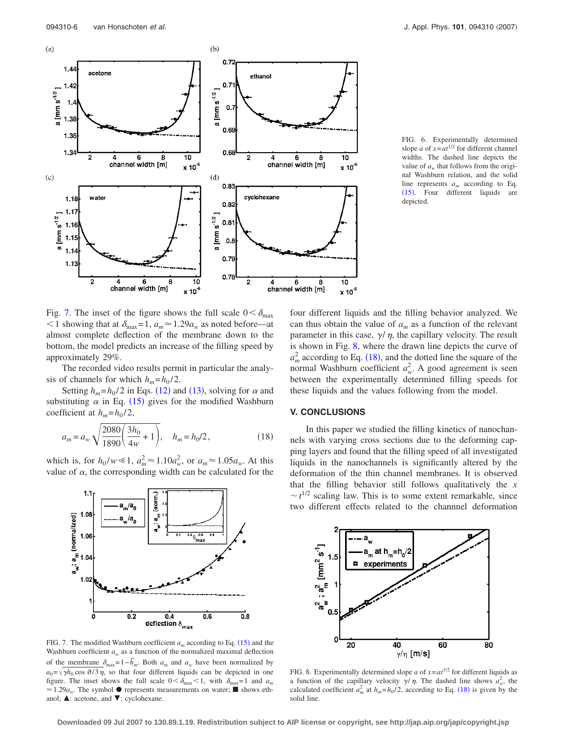FIG. 6. Experimentally determined slope $a$ of $x=at^{1/2}$ for different channel widths. The dashed line depicts the value of $a_w$ that follows from the original Washburn relation, and the solid line represents $a_m$ according to Eq. (15). Four different liquids are depicted.

Fig. 7. The inset of the figure shows the full scale $0<\delta_{\max}<1$ showing that at $\delta_{\max}=1$, $a_m \approx 1.29a_w$ as noted before—at almost complete deflection of the membrane down to the bottom, the model predicts an increase of the filling speed by approximately 29%.

The recorded video results permit in particular the analysis of channels for which $h_m=h_0/2$.

Setting $h_m=h_0/2$ in Eqs. (12) and (13), solving for $\alpha$ and substituting $\alpha$ in Eq. (15) gives for the modified Washburn coefficient at $h_m=h_0/2$,

$$a_m = a_w \sqrt{\frac{2080}{1890}\left(\frac{3h_0}{4w}+1\right)}, \quad h_m = h_0/2, \tag{18}$$

which is, for $h_0/w \ll 1$, $a_m^2 \approx 1.10a_w^2$, or $a_m \approx 1.05a_w$. At this value of $\alpha$, the corresponding width can be calculated for the four different liquids and the filling behavior analyzed. We can thus obtain the value of $a_m$ as a function of the relevant parameter in this case, $\gamma/\eta$, the capillary velocity. The result is shown in Fig. 8, where the drawn line depicts the curve of $a_m^2$ according to Eq. (18), and the dotted line the square of the normal Washburn coefficient $a_w^2$. A good agreement is seen between the experimentally determined filling speeds for these liquids and the values following from the model.

FIG. 7. The modified Washburn coefficient $a_m$ according to Eq. (15) and the Washburn coefficient $a_w$ as a function of the normalized maximal deflection of the membrane $\delta_{\max}=1-\bar{h}_m$. Both $a_m$ and $a_w$ have been normalized by $a_0=\sqrt{\gamma h_0 \cos\vartheta/3\eta}$, so that four different liquids can be depicted in one figure. The inset shows the full scale $0<\delta_{\max}<1$, with $\delta_{\max}=1$ and $a_m \approx 1.29a_w$. The symbol ● represents measurements on water; ■ shows ethanol; ▲: acetone, and ▼: cyclohexane.

## V. CONCLUSIONS

In this paper we studied the filling kinetics of nanochannels with varying cross sections due to the deforming capping layers and found that the filling speed of all investigated liquids in the nanochannels is significantly altered by the deformation of the thin channel membranes. It is observed that the filling behavior still follows qualitatively the $x \sim t^{1/2}$ scaling law. This is to some extent remarkable, since two different effects related to the channnel deformation

FIG. 8. Experimentally determined slope $a$ of $x=at^{1/2}$ for different liquids as a function of the capillary velocity $\gamma/\eta$. The dashed line shows $a_w^2$, the calculated coefficient $a_m^2$ at $h_m=h_0/2$, according to Eq. (18) is given by the solid line.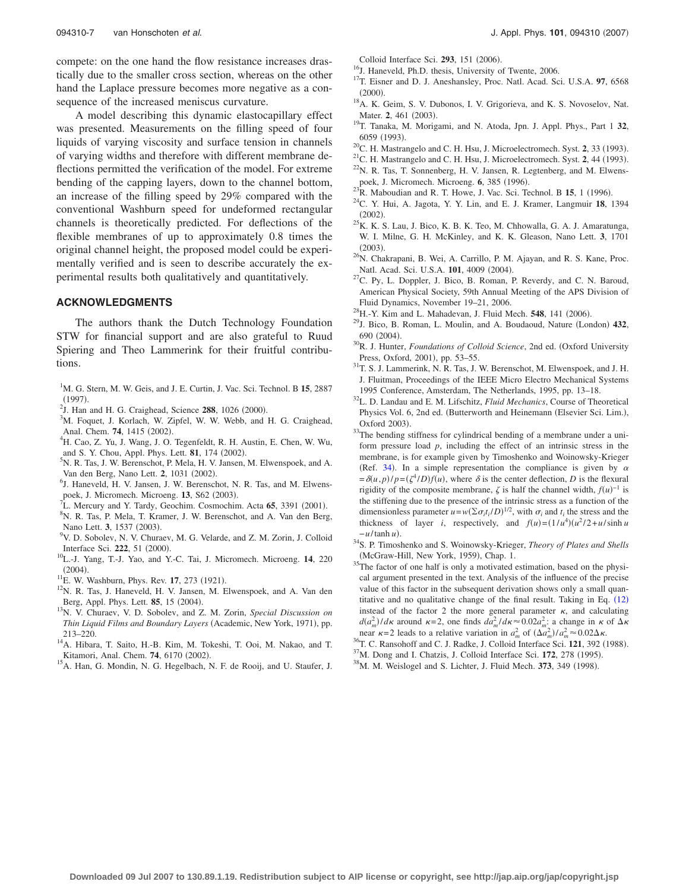compete: on the one hand the flow resistance increases drastically due to the smaller cross section, whereas on the other hand the Laplace pressure becomes more negative as a consequence of the increased meniscus curvature.

A model describing this dynamic elastocapillary effect was presented. Measurements on the filling speed of four liquids of varying viscosity and surface tension in channels of varying widths and therefore with different membrane deflections permitted the verification of the model. For extreme bending of the capping layers, down to the channel bottom, an increase of the filling speed by 29% compared with the conventional Washburn speed for undeformed rectangular channels is theoretically predicted. For deflections of the flexible membranes of up to approximately 0.8 times the original channel height, the proposed model could be experimentally verified and is seen to describe accurately the experimental results both qualitatively and quantitatively.

## ACKNOWLEDGMENTS

The authors thank the Dutch Technology Foundation STW for financial support and are also grateful to Ruud Spiering and Theo Lammerink for their fruitful contributions.

[1] M. G. Stern, M. W. Geis, and J. E. Curtin, J. Vac. Sci. Technol. B **15**, 2887 (1997).

[2] J. Han and H. G. Craighead, Science **288**, 1026 (2000).

[3] M. Foquet, J. Korlach, W. Zipfel, W. W. Webb, and H. G. Craighead, Anal. Chem. **74**, 1415 (2002).

[4] H. Cao, Z. Yu, J. Wang, J. O. Tegenfeldt, R. H. Austin, E. Chen, W. Wu, and S. Y. Chou, Appl. Phys. Lett. **81**, 174 (2002).

[5] N. R. Tas, J. W. Berenschot, P. Mela, H. V. Jansen, M. Elwenspoek, and A. Van den Berg, Nano Lett. **2**, 1031 (2002).

[6] J. Haneveld, H. V. Jansen, J. W. Berenschot, N. R. Tas, and M. Elwenspoek, J. Micromech. Microeng. **13**, S62 (2003).

[7] L. Mercury and Y. Tardy, Geochim. Cosmochim. Acta **65**, 3391 (2001).

[8] N. R. Tas, P. Mela, T. Kramer, J. W. Berenschot, and A. Van den Berg, Nano Lett. **3**, 1537 (2003).

[9] V. D. Sobolev, N. V. Churaev, M. G. Velarde, and Z. M. Zorin, J. Colloid Interface Sci. **222**, 51 (2000).

[10] L.-J. Yang, T.-J. Yao, and Y.-C. Tai, J. Micromech. Microeng. **14**, 220 (2004).

[11] E. W. Washburn, Phys. Rev. **17**, 273 (1921).

[12] N. R. Tas, J. Haneveld, H. V. Jansen, M. Elwenspoek, and A. Van den Berg, Appl. Phys. Lett. **85**, 15 (2004).

[13] N. V. Churaev, V. D. Sobolev, and Z. M. Zorin, *Special Discussion on Thin Liquid Films and Boundary Layers* (Academic, New York, 1971), pp. 213–220.

[14] A. Hibara, T. Saito, H.-B. Kim, M. Tokeshi, T. Ooi, M. Nakao, and T. Kitamori, Anal. Chem. **74**, 6170 (2002).

[15] A. Han, G. Mondin, N. G. Hegelbach, N. F. de Rooij, and U. Staufer, J. Colloid Interface Sci. **293**, 151 (2006).

[16] J. Haneveld, Ph.D. thesis, University of Twente, 2006.

[17] T. Eisner and D. J. Aneshansley, Proc. Natl. Acad. Sci. U.S.A. **97**, 6568 (2000).

[18] A. K. Geim, S. V. Dubonos, I. V. Grigorieva, and K. S. Novoselov, Nat. Mater. **2**, 461 (2003).

[19] T. Tanaka, M. Morigami, and N. Atoda, Jpn. J. Appl. Phys., Part 1 **32**, 6059 (1993).

[20] C. H. Mastrangelo and C. H. Hsu, J. Microelectromech. Syst. **2**, 33 (1993).

[21] C. H. Mastrangelo and C. H. Hsu, J. Microelectromech. Syst. **2**, 44 (1993).

[22] N. R. Tas, T. Sonnenberg, H. V. Jansen, R. Legtenberg, and M. Elwenspoek, J. Micromech. Microeng. **6**, 385 (1996).

[23] R. Maboudian and R. T. Howe, J. Vac. Sci. Technol. B **15**, 1 (1996).

[24] C. Y. Hui, A. Jagota, Y. Y. Lin, and E. J. Kramer, Langmuir **18**, 1394 (2002).

[25] K. K. S. Lau, J. Bico, K. B. K. Teo, M. Chhowalla, G. A. J. Amaratunga, W. I. Milne, G. H. McKinley, and K. K. Gleason, Nano Lett. **3**, 1701 (2003).

[26] N. Chakrapani, B. Wei, A. Carrillo, P. M. Ajayan, and R. S. Kane, Proc. Natl. Acad. Sci. U.S.A. **101**, 4009 (2004).

[27] C. Py, L. Doppler, J. Bico, B. Roman, P. Reverdy, and C. N. Baroud, American Physical Society, 59th Annual Meeting of the APS Division of Fluid Dynamics, November 19–21, 2006.

[28] H.-Y. Kim and L. Mahadevan, J. Fluid Mech. **548**, 141 (2006).

[29] J. Bico, B. Roman, L. Moulin, and A. Boudaoud, Nature (London) **432**, 690 (2004).

[30] R. J. Hunter, *Foundations of Colloid Science*, 2nd ed. (Oxford University Press, Oxford, 2001), pp. 53–55.

[31] T. S. J. Lammerink, N. R. Tas, J. W. Berenschot, M. Elwenspoek, and J. H. J. Fluitman, Proceedings of the IEEE Micro Electro Mechanical Systems 1995 Conference, Amsterdam, The Netherlands, 1995, pp. 13–18.

[32] L. D. Landau and E. M. Lifschitz, *Fluid Mechanics*, Course of Theoretical Physics Vol. 6, 2nd ed. (Butterworth and Heinemann (Elsevier Sci. Lim.), Oxford 2003).

[33] The bending stiffness for cylindrical bending of a membrane under a uniform pressure load $p$, including the effect of an intrinsic stress in the membrane, is for example given by Timoshenko and Woinowsky-Krieger (Ref. 34). In a simple representation the compliance is given by $\alpha = \delta(u,p)/p = (\zeta^4/D)f(u)$, where $\delta$ is the center deflection, $D$ is the flexural rigidity of the composite membrane, $\zeta$ is half the channel width, $f(u)^{-1}$ is the stiffening due to the presence of the intrinsic stress as a function of the dimensionless parameter $u = w(\Sigma\sigma_i t_i/D)^{1/2}$, with $\sigma_i$ and $t_i$ the stress and the thickness of layer $i$, respectively, and $f(u) = (1/u^4)(u^2/2 + u/\sinh u - u/\tanh u)$.

[34] S. P. Timoshenko and S. Woinowsky-Krieger, *Theory of Plates and Shells* (McGraw-Hill, New York, 1959), Chap. 1.

[35] The factor of one half is only a motivated estimation, based on the physical argument presented in the text. Analysis of the influence of the precise value of this factor in the subsequent derivation shows only a small quantitative and no qualitative change of the final result. Taking in Eq. (12) instead of the factor 2 the more general parameter $\kappa$, and calculating $d(a_m^2)/d\kappa$ around $\kappa=2$, one finds $da_m^2/d\kappa \approx 0.02a_m^2$: a change in $\kappa$ of $\Delta\kappa$ near $\kappa=2$ leads to a relative variation in $a_m^2$ of $(\Delta a_m^2)/a_m^2 \approx 0.02\Delta\kappa$.

[36] T. C. Ransohoff and C. J. Radke, J. Colloid Interface Sci. **121**, 392 (1988).

[37] M. Dong and I. Chatzis, J. Colloid Interface Sci. **172**, 278 (1995).

[38] M. M. Weislogel and S. Lichter, J. Fluid Mech. **373**, 349 (1998).